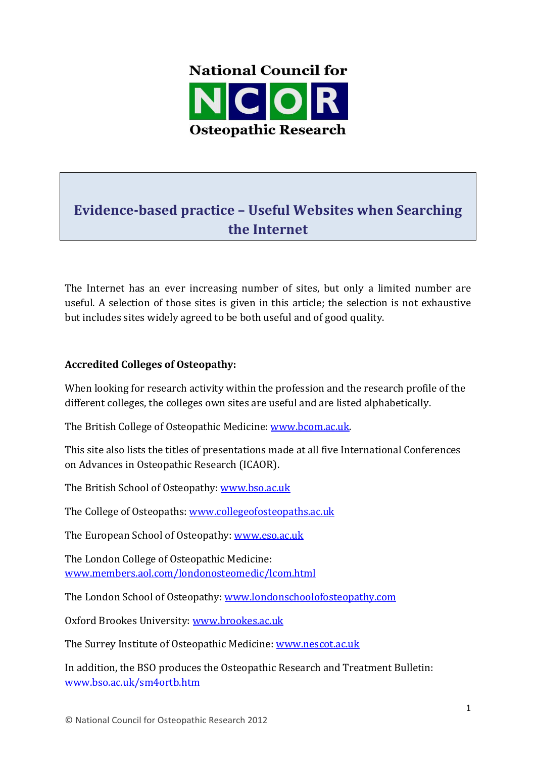National Council for

NCOR

Osteopathic Research

# Evidence-based practice – Useful Websites when Searching the Internet

The Internet has an ever increasing number of sites, but only a limited number are useful. A selection of those sites is given in this article; the selection is not exhaustive but includes sites widely agreed to be both useful and of good quality.

**Accredited Colleges of Osteopathy:**

When looking for research activity within the profession and the research profile of the different colleges, the colleges own sites are useful and are listed alphabetically.

The British College of Osteopathic Medicine: [www.bcom.ac.uk](http://www.bcom.ac.uk).

This site also lists the titles of presentations made at all five International Conferences on Advances in Osteopathic Research (ICAOR).

The British School of Osteopathy: [www.bso.ac.uk](http://www.bso.ac.uk)

The College of Osteopaths: [www.collegeofosteopaths.ac.uk](http://www.collegeofosteopaths.ac.uk)

The European School of Osteopathy: [www.eso.ac.uk](http://www.eso.ac.uk)

The London College of Osteopathic Medicine: [www.members.aol.com/londonosteomedic/lcom.html](http://www.members.aol.com/londonosteomedic/lcom.html)

The London School of Osteopathy: [www.londonschoolofosteopathy.com](http://www.londonschoolofosteopathy.com)

Oxford Brookes University: [www.brookes.ac.uk](http://www.brookes.ac.uk)

The Surrey Institute of Osteopathic Medicine: [www.nescot.ac.uk](http://www.nescot.ac.uk)

In addition, the BSO produces the Osteopathic Research and Treatment Bulletin: [www.bso.ac.uk/sm4ortb.htm](http://www.bso.ac.uk/sm4ortb.htm)

© National Council for Osteopathic Research 2012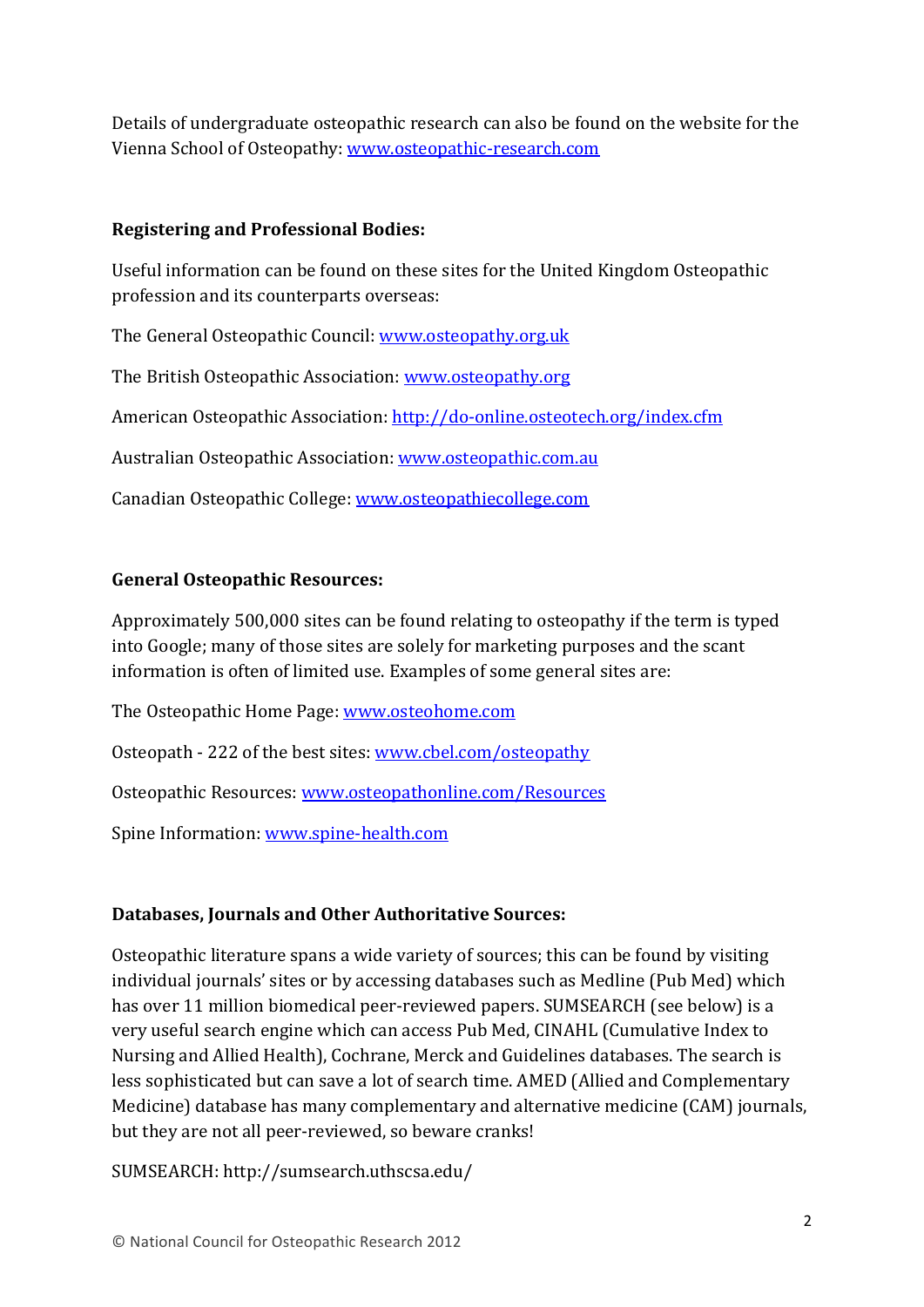Details of undergraduate osteopathic research can also be found on the website for the Vienna School of Osteopathy: www.osteopathic-research.com

**Registering and Professional Bodies:**

Useful information can be found on these sites for the United Kingdom Osteopathic profession and its counterparts overseas:

The General Osteopathic Council: www.osteopathy.org.uk

The British Osteopathic Association: www.osteopathy.org

American Osteopathic Association: http://do-online.osteotech.org/index.cfm

Australian Osteopathic Association: www.osteopathic.com.au

Canadian Osteopathic College: www.osteopathiecollege.com

**General Osteopathic Resources:**

Approximately 500,000 sites can be found relating to osteopathy if the term is typed into Google; many of those sites are solely for marketing purposes and the scant information is often of limited use. Examples of some general sites are:

The Osteopathic Home Page: www.osteohome.com

Osteopath - 222 of the best sites: www.cbel.com/osteopathy

Osteopathic Resources: www.osteopathonline.com/Resources

Spine Information: www.spine-health.com

**Databases, Journals and Other Authoritative Sources:**

Osteopathic literature spans a wide variety of sources; this can be found by visiting individual journals' sites or by accessing databases such as Medline (Pub Med) which has over 11 million biomedical peer-reviewed papers. SUMSEARCH (see below) is a very useful search engine which can access Pub Med, CINAHL (Cumulative Index to Nursing and Allied Health), Cochrane, Merck and Guidelines databases. The search is less sophisticated but can save a lot of search time. AMED (Allied and Complementary Medicine) database has many complementary and alternative medicine (CAM) journals, but they are not all peer-reviewed, so beware cranks!

SUMSEARCH: http://sumsearch.uthscsa.edu/

© National Council for Osteopathic Research 2012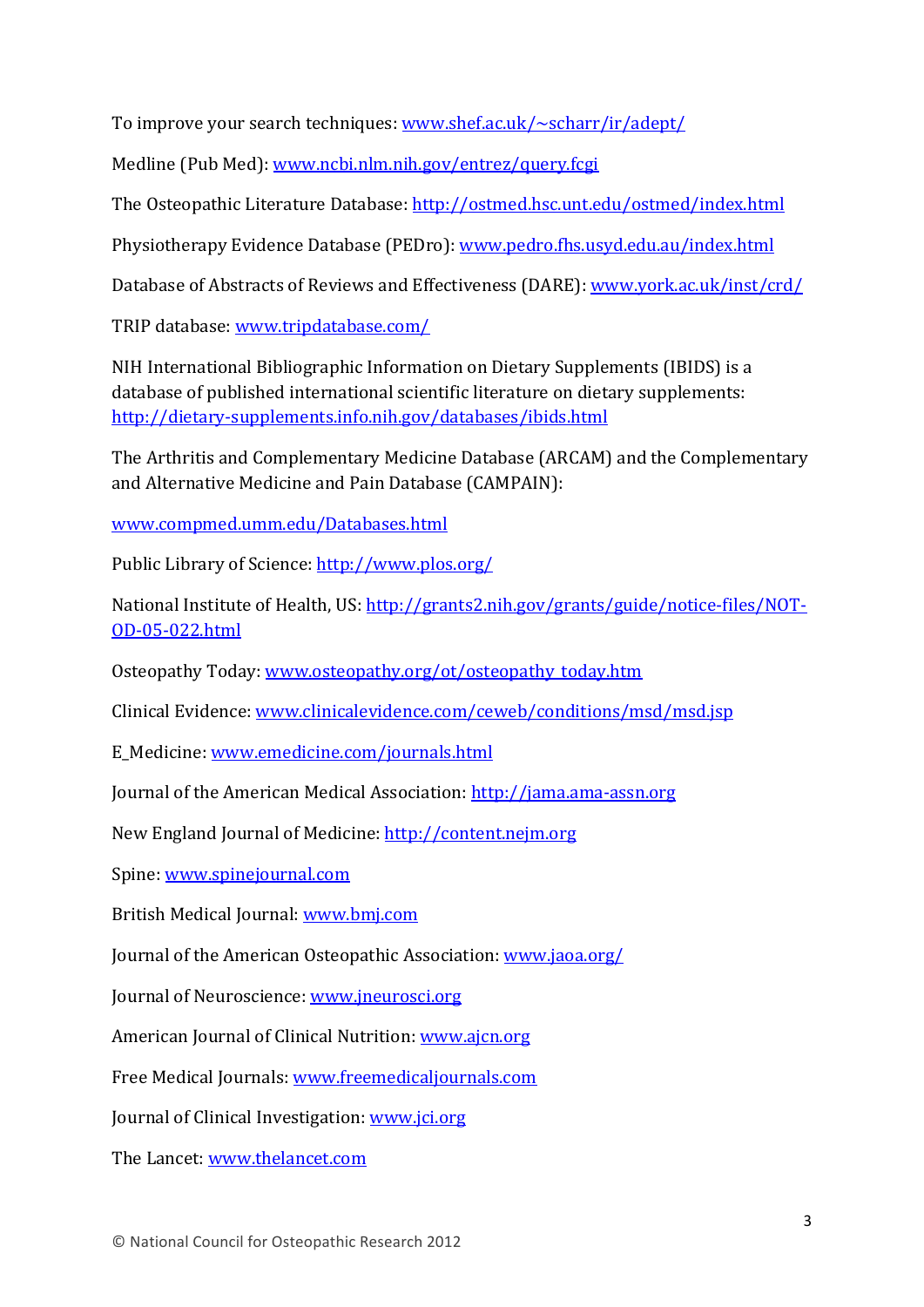To improve your search techniques: www.shef.ac.uk/~scharr/ir/adept/

Medline (Pub Med): www.ncbi.nlm.nih.gov/entrez/query.fcgi

The Osteopathic Literature Database: http://ostmed.hsc.unt.edu/ostmed/index.html

Physiotherapy Evidence Database (PEDro): www.pedro.fhs.usyd.edu.au/index.html

Database of Abstracts of Reviews and Effectiveness (DARE): www.york.ac.uk/inst/crd/

TRIP database: www.tripdatabase.com/

NIH International Bibliographic Information on Dietary Supplements (IBIDS) is a database of published international scientific literature on dietary supplements: http://dietary-supplements.info.nih.gov/databases/ibids.html

The Arthritis and Complementary Medicine Database (ARCAM) and the Complementary and Alternative Medicine and Pain Database (CAMPAIN):

www.compmed.umm.edu/Databases.html

Public Library of Science: http://www.plos.org/

National Institute of Health, US: http://grants2.nih.gov/grants/guide/notice-files/NOT-OD-05-022.html

Osteopathy Today: www.osteopathy.org/ot/osteopathy_today.htm

Clinical Evidence: www.clinicalevidence.com/ceweb/conditions/msd/msd.jsp

E_Medicine: www.emedicine.com/journals.html

Journal of the American Medical Association: http://jama.ama-assn.org

New England Journal of Medicine: http://content.nejm.org

Spine: www.spinejournal.com

British Medical Journal: www.bmj.com

Journal of the American Osteopathic Association: www.jaoa.org/

Journal of Neuroscience: www.jneurosci.org

American Journal of Clinical Nutrition: www.ajcn.org

Free Medical Journals: www.freemedicaljournals.com

Journal of Clinical Investigation: www.jci.org

The Lancet: www.thelancet.com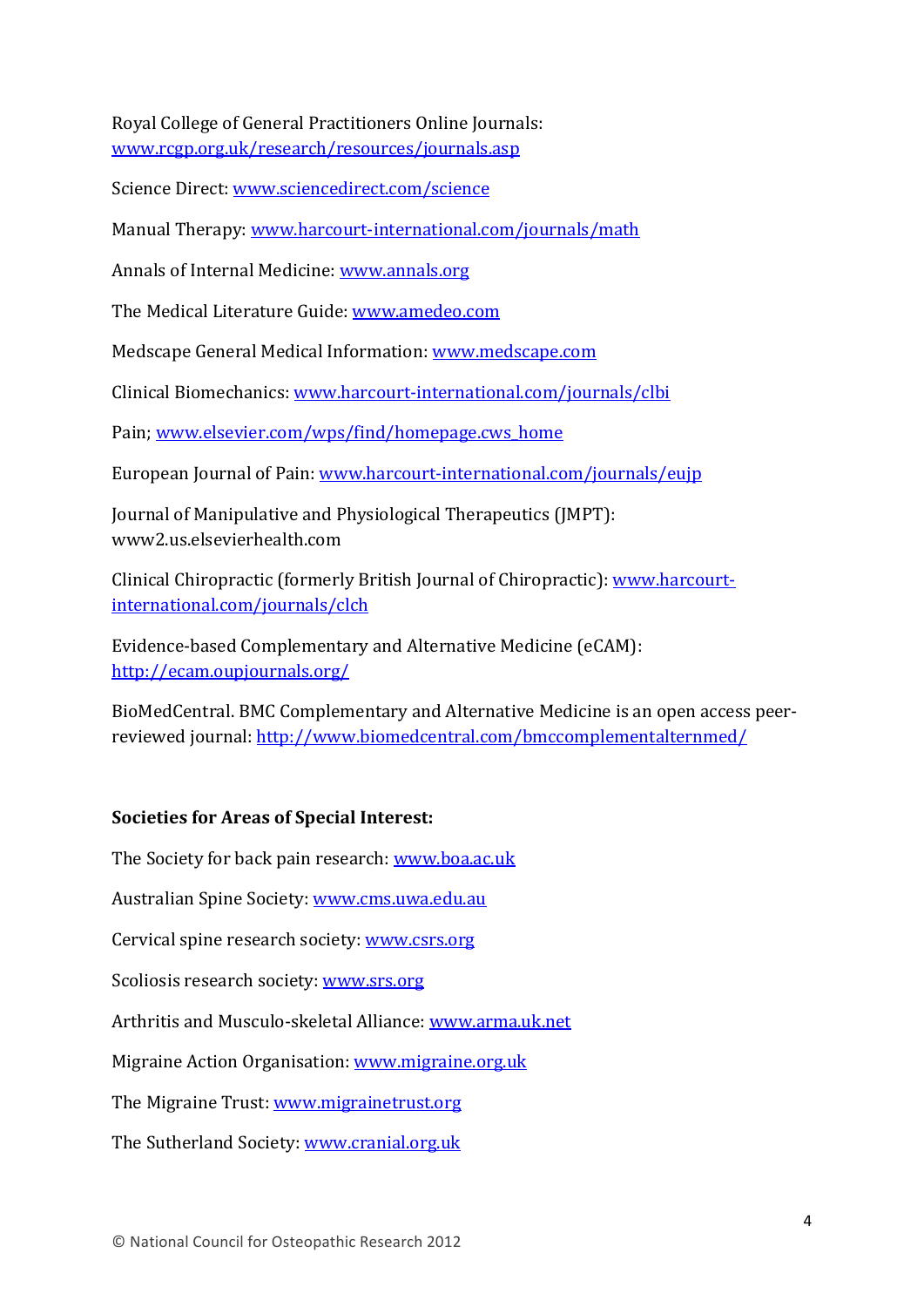Royal College of General Practitioners Online Journals: www.rcgp.org.uk/research/resources/journals.asp

Science Direct: www.sciencedirect.com/science

Manual Therapy: www.harcourt-international.com/journals/math

Annals of Internal Medicine: www.annals.org

The Medical Literature Guide: www.amedeo.com

Medscape General Medical Information: www.medscape.com

Clinical Biomechanics: www.harcourt-international.com/journals/clbi

Pain; www.elsevier.com/wps/find/homepage.cws_home

European Journal of Pain: www.harcourt-international.com/journals/eujp

Journal of Manipulative and Physiological Therapeutics (JMPT): www2.us.elsevierhealth.com

Clinical Chiropractic (formerly British Journal of Chiropractic): www.harcourt-international.com/journals/clch

Evidence-based Complementary and Alternative Medicine (eCAM): http://ecam.oupjournals.org/

BioMedCentral. BMC Complementary and Alternative Medicine is an open access peer-reviewed journal: http://www.biomedcentral.com/bmccomplementalternmed/

**Societies for Areas of Special Interest:**

The Society for back pain research: www.boa.ac.uk

Australian Spine Society: www.cms.uwa.edu.au

Cervical spine research society: www.csrs.org

Scoliosis research society: www.srs.org

Arthritis and Musculo-skeletal Alliance: www.arma.uk.net

Migraine Action Organisation: www.migraine.org.uk

The Migraine Trust: www.migrainetrust.org

The Sutherland Society: www.cranial.org.uk

© National Council for Osteopathic Research 2012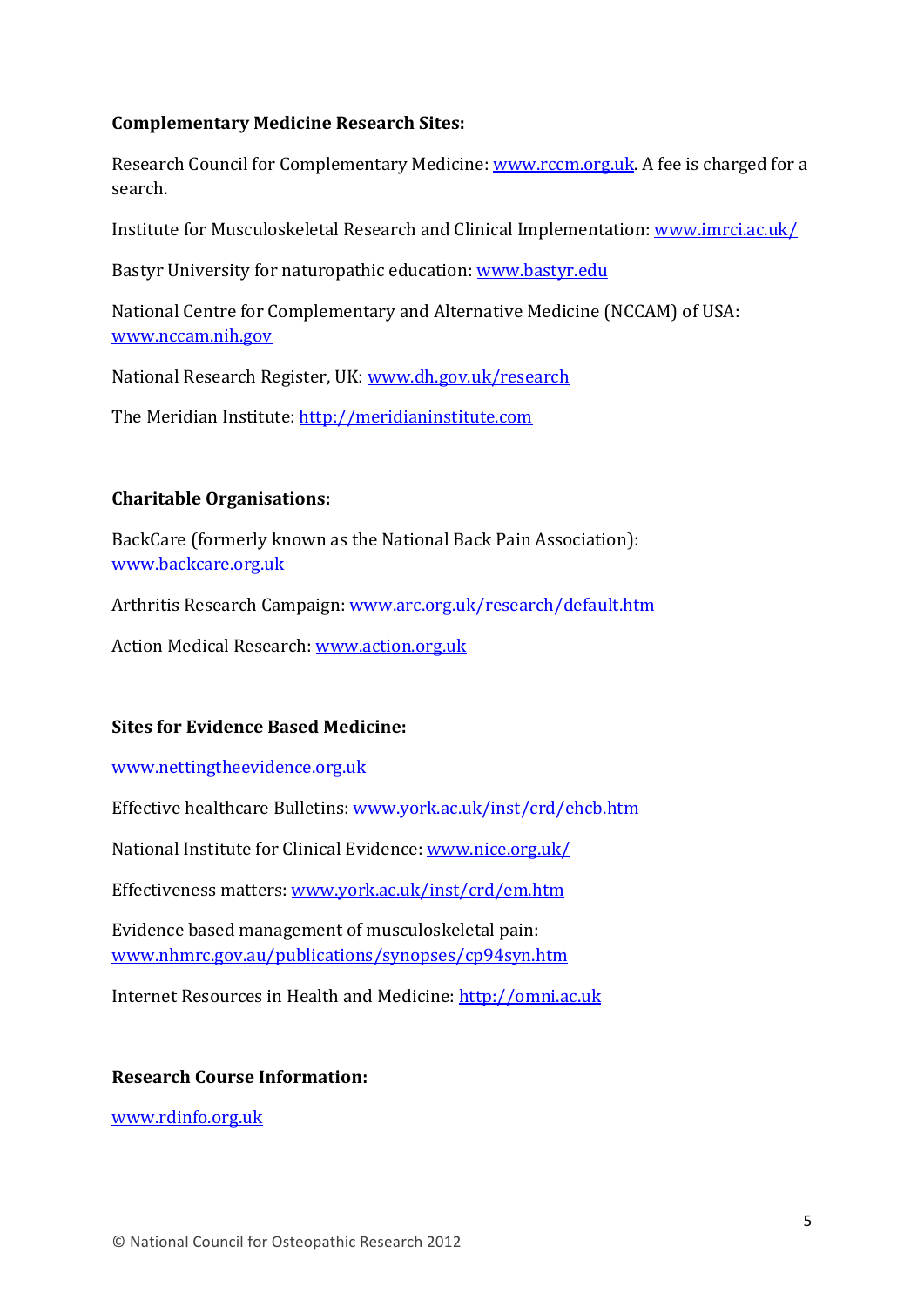**Complementary Medicine Research Sites:**

Research Council for Complementary Medicine: www.rccm.org.uk. A fee is charged for a search.

Institute for Musculoskeletal Research and Clinical Implementation: www.imrci.ac.uk/

Bastyr University for naturopathic education: www.bastyr.edu

National Centre for Complementary and Alternative Medicine (NCCAM) of USA: www.nccam.nih.gov

National Research Register, UK: www.dh.gov.uk/research

The Meridian Institute: http://meridianinstitute.com

**Charitable Organisations:**

BackCare (formerly known as the National Back Pain Association): www.backcare.org.uk

Arthritis Research Campaign: www.arc.org.uk/research/default.htm

Action Medical Research: www.action.org.uk

**Sites for Evidence Based Medicine:**

www.nettingtheevidence.org.uk

Effective healthcare Bulletins: www.york.ac.uk/inst/crd/ehcb.htm

National Institute for Clinical Evidence: www.nice.org.uk/

Effectiveness matters: www.york.ac.uk/inst/crd/em.htm

Evidence based management of musculoskeletal pain: www.nhmrc.gov.au/publications/synopses/cp94syn.htm

Internet Resources in Health and Medicine: http://omni.ac.uk

**Research Course Information:**

www.rdinfo.org.uk

© National Council for Osteopathic Research 2012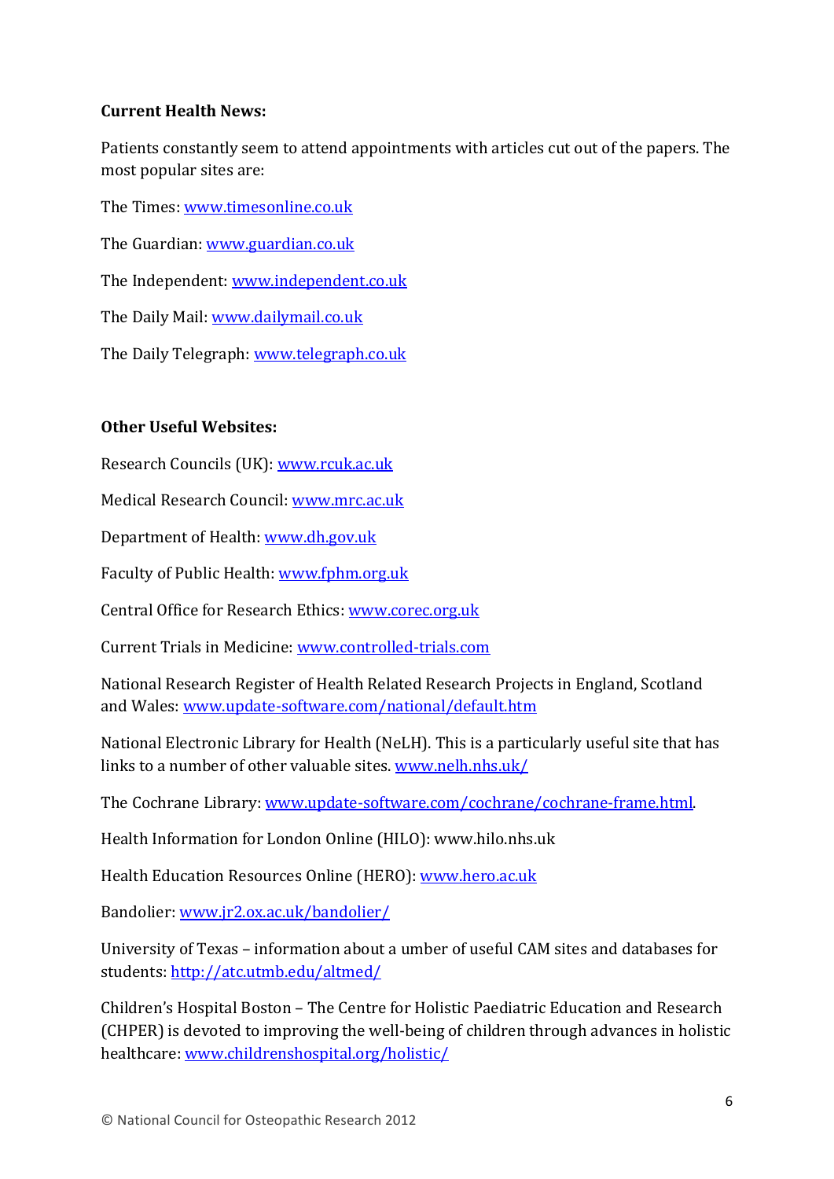**Current Health News:**

Patients constantly seem to attend appointments with articles cut out of the papers. The most popular sites are:

The Times: www.timesonline.co.uk

The Guardian: www.guardian.co.uk

The Independent: www.independent.co.uk

The Daily Mail: www.dailymail.co.uk

The Daily Telegraph: www.telegraph.co.uk

**Other Useful Websites:**

Research Councils (UK): www.rcuk.ac.uk

Medical Research Council: www.mrc.ac.uk

Department of Health: www.dh.gov.uk

Faculty of Public Health: www.fphm.org.uk

Central Office for Research Ethics: www.corec.org.uk

Current Trials in Medicine: www.controlled-trials.com

National Research Register of Health Related Research Projects in England, Scotland and Wales: www.update-software.com/national/default.htm

National Electronic Library for Health (NeLH). This is a particularly useful site that has links to a number of other valuable sites. www.nelh.nhs.uk/

The Cochrane Library: www.update-software.com/cochrane/cochrane-frame.html.

Health Information for London Online (HILO): www.hilo.nhs.uk

Health Education Resources Online (HERO): www.hero.ac.uk

Bandolier: www.jr2.ox.ac.uk/bandolier/

University of Texas – information about a umber of useful CAM sites and databases for students: http://atc.utmb.edu/altmed/

Children's Hospital Boston – The Centre for Holistic Paediatric Education and Research (CHPER) is devoted to improving the well-being of children through advances in holistic healthcare: www.childrenshospital.org/holistic/

© National Council for Osteopathic Research 2012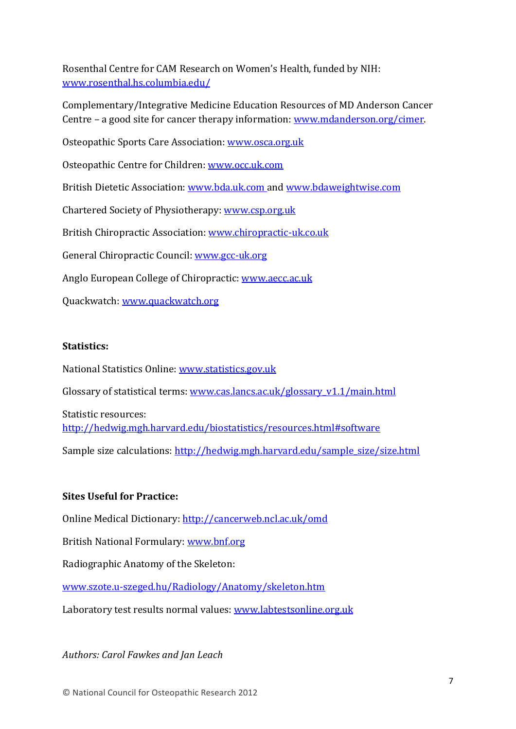Rosenthal Centre for CAM Research on Women's Health, funded by NIH: www.rosenthal.hs.columbia.edu/

Complementary/Integrative Medicine Education Resources of MD Anderson Cancer Centre – a good site for cancer therapy information: www.mdanderson.org/cimer.

Osteopathic Sports Care Association: www.osca.org.uk

Osteopathic Centre for Children: www.occ.uk.com

British Dietetic Association: www.bda.uk.com and www.bdaweightwise.com

Chartered Society of Physiotherapy: www.csp.org.uk

British Chiropractic Association: www.chiropractic-uk.co.uk

General Chiropractic Council: www.gcc-uk.org

Anglo European College of Chiropractic: www.aecc.ac.uk

Quackwatch: www.quackwatch.org

**Statistics:**

National Statistics Online: www.statistics.gov.uk

Glossary of statistical terms: www.cas.lancs.ac.uk/glossary_v1.1/main.html

Statistic resources: http://hedwig.mgh.harvard.edu/biostatistics/resources.html#software

Sample size calculations: http://hedwig.mgh.harvard.edu/sample_size/size.html

**Sites Useful for Practice:**

Online Medical Dictionary: http://cancerweb.ncl.ac.uk/omd

British National Formulary: www.bnf.org

Radiographic Anatomy of the Skeleton:

www.szote.u-szeged.hu/Radiology/Anatomy/skeleton.htm

Laboratory test results normal values: www.labtestsonline.org.uk

*Authors: Carol Fawkes and Jan Leach*

© National Council for Osteopathic Research 2012